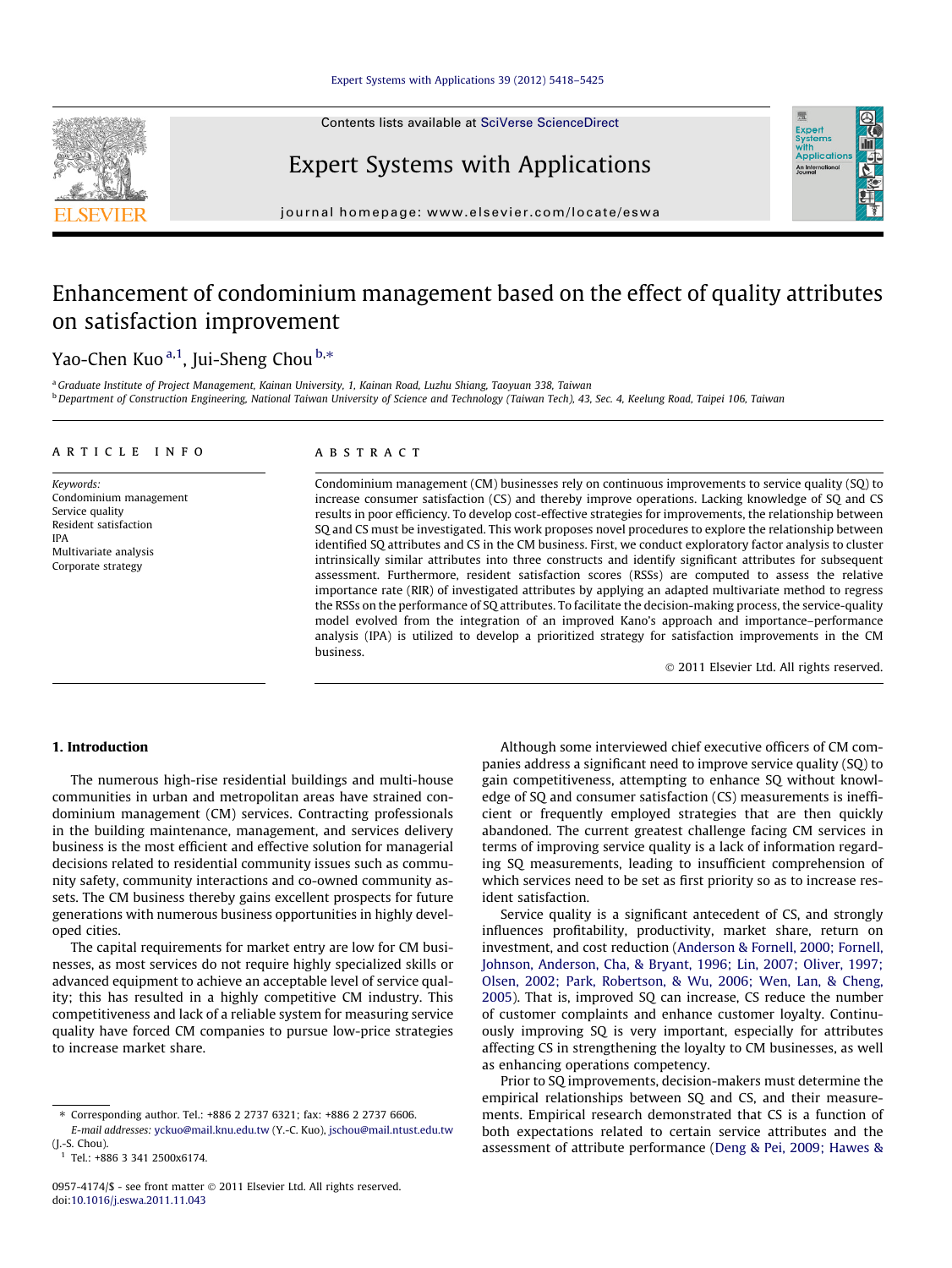# Enhancement of condominium management based on the effect of quality attributes on satisfaction improvement

Yao-Chen Kuo [a,1], Jui-Sheng Chou [b,*]

[a] Graduate Institute of Project Management, Kainan University, 1, Kainan Road, Luzhu Shiang, Taoyuan 338, Taiwan

[b] Department of Construction Engineering, National Taiwan University of Science and Technology (Taiwan Tech), 43, Sec. 4, Keelung Road, Taipei 106, Taiwan

## ARTICLE INFO

*Keywords:*
Condominium management
Service quality
Resident satisfaction
IPA
Multivariate analysis
Corporate strategy

## ABSTRACT

Condominium management (CM) businesses rely on continuous improvements to service quality (SQ) to increase consumer satisfaction (CS) and thereby improve operations. Lacking knowledge of SQ and CS results in poor efficiency. To develop cost-effective strategies for improvements, the relationship between SQ and CS must be investigated. This work proposes novel procedures to explore the relationship between identified SQ attributes and CS in the CM business. First, we conduct exploratory factor analysis to cluster intrinsically similar attributes into three constructs and identify significant attributes for subsequent assessment. Furthermore, resident satisfaction scores (RSSs) are computed to assess the relative importance rate (RIR) of investigated attributes by applying an adapted multivariate method to regress the RSSs on the performance of SQ attributes. To facilitate the decision-making process, the service-quality model evolved from the integration of an improved Kano's approach and importance–performance analysis (IPA) is utilized to develop a prioritized strategy for satisfaction improvements in the CM business.

© 2011 Elsevier Ltd. All rights reserved.

## 1. Introduction

The numerous high-rise residential buildings and multi-house communities in urban and metropolitan areas have strained condominium management (CM) services. Contracting professionals in the building maintenance, management, and services delivery business is the most efficient and effective solution for managerial decisions related to residential community issues such as community safety, community interactions and co-owned community assets. The CM business thereby gains excellent prospects for future generations with numerous business opportunities in highly developed cities.

The capital requirements for market entry are low for CM businesses, as most services do not require highly specialized skills or advanced equipment to achieve an acceptable level of service quality; this has resulted in a highly competitive CM industry. This competitiveness and lack of a reliable system for measuring service quality have forced CM companies to pursue low-price strategies to increase market share.

Although some interviewed chief executive officers of CM companies address a significant need to improve service quality (SQ) to gain competitiveness, attempting to enhance SQ without knowledge of SQ and consumer satisfaction (CS) measurements is inefficient or frequently employed strategies that are then quickly abandoned. The current greatest challenge facing CM services in terms of improving service quality is a lack of information regarding SQ measurements, leading to insufficient comprehension of which services need to be set as first priority so as to increase resident satisfaction.

Service quality is a significant antecedent of CS, and strongly influences profitability, productivity, market share, return on investment, and cost reduction (Anderson & Fornell, 2000; Fornell, Johnson, Anderson, Cha, & Bryant, 1996; Lin, 2007; Oliver, 1997; Olsen, 2002; Park, Robertson, & Wu, 2006; Wen, Lan, & Cheng, 2005). That is, improved SQ can increase, CS reduce the number of customer complaints and enhance customer loyalty. Continuously improving SQ is very important, especially for attributes affecting CS in strengthening the loyalty to CM businesses, as well as enhancing operations competency.

Prior to SQ improvements, decision-makers must determine the empirical relationships between SQ and CS, and their measurements. Empirical research demonstrated that CS is a function of both expectations related to certain service attributes and the assessment of attribute performance (Deng & Pei, 2009; Hawes &

---

* Corresponding author. Tel.: +886 2 2737 6321; fax: +886 2 2737 6606.
*E-mail addresses:* yckuo@mail.knu.edu.tw (Y.-C. Kuo), jschou@mail.ntust.edu.tw (J.-S. Chou).

[1] Tel.: +886 3 341 2500x6174.

0957-4174/$ - see front matter © 2011 Elsevier Ltd. All rights reserved.
doi:10.1016/j.eswa.2011.11.043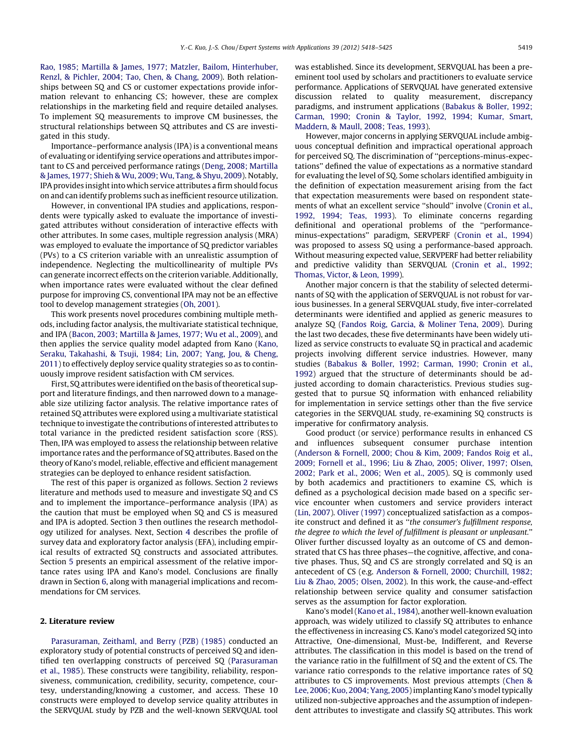Rao, 1985; Martilla & James, 1977; Matzler, Bailom, Hinterhuber, Renzl, & Pichler, 2004; Tao, Chen, & Chang, 2009). Both relationships between SQ and CS or customer expectations provide information relevant to enhancing CS; however, these are complex relationships in the marketing field and require detailed analyses. To implement SQ measurements to improve CM businesses, the structural relationships between SQ attributes and CS are investigated in this study.

Importance–performance analysis (IPA) is a conventional means of evaluating or identifying service operations and attributes important to CS and perceived performance ratings (Deng, 2008; Martilla & James, 1977; Shieh & Wu, 2009; Wu, Tang, & Shyu, 2009). Notably, IPA provides insight into which service attributes a firm should focus on and can identify problems such as inefficient resource utilization.

However, in conventional IPA studies and applications, respondents were typically asked to evaluate the importance of investigated attributes without consideration of interactive effects with other attributes. In some cases, multiple regression analysis (MRA) was employed to evaluate the importance of SQ predictor variables (PVs) to a CS criterion variable with an unrealistic assumption of independence. Neglecting the multicollinearity of multiple PVs can generate incorrect effects on the criterion variable. Additionally, when importance rates were evaluated without the clear defined purpose for improving CS, conventional IPA may not be an effective tool to develop management strategies (Oh, 2001).

This work presents novel procedures combining multiple methods, including factor analysis, the multivariate statistical technique, and IPA (Bacon, 2003; Martilla & James, 1977; Wu et al., 2009), and then applies the service quality model adapted from Kano (Kano, Seraku, Takahashi, & Tsuji, 1984; Lin, 2007; Yang, Jou, & Cheng, 2011) to effectively deploy service quality strategies so as to continuously improve resident satisfaction with CM services.

First, SQ attributes were identified on the basis of theoretical support and literature findings, and then narrowed down to a manageable size utilizing factor analysis. The relative importance rates of retained SQ attributes were explored using a multivariate statistical technique to investigate the contributions of interested attributes to total variance in the predicted resident satisfaction score (RSS). Then, IPA was employed to assess the relationship between relative importance rates and the performance of SQ attributes. Based on the theory of Kano's model, reliable, effective and efficient management strategies can be deployed to enhance resident satisfaction.

The rest of this paper is organized as follows. Section 2 reviews literature and methods used to measure and investigate SQ and CS and to implement the importance–performance analysis (IPA) as the caution that must be employed when SQ and CS is measured and IPA is adopted. Section 3 then outlines the research methodology utilized for analyses. Next, Section 4 describes the profile of survey data and exploratory factor analysis (EFA), including empirical results of extracted SQ constructs and associated attributes. Section 5 presents an empirical assessment of the relative importance rates using IPA and Kano's model. Conclusions are finally drawn in Section 6, along with managerial implications and recommendations for CM services.

## 2. Literature review

Parasuraman, Zeithaml, and Berry (PZB) (1985) conducted an exploratory study of potential constructs of perceived SQ and identified ten overlapping constructs of perceived SQ (Parasuraman et al., 1985). These constructs were tangibility, reliability, responsiveness, communication, credibility, security, competence, courtesy, understanding/knowing a customer, and access. These 10 constructs were employed to develop service quality attributes in the SERVQUAL study by PZB and the well-known SERVQUAL tool was established. Since its development, SERVQUAL has been a preeminent tool used by scholars and practitioners to evaluate service performance. Applications of SERVQUAL have generated extensive discussion related to quality measurement, discrepancy paradigms, and instrument applications (Babakus & Boller, 1992; Carman, 1990; Cronin & Taylor, 1992, 1994; Kumar, Smart, Maddern, & Maull, 2008; Teas, 1993).

However, major concerns in applying SERVQUAL include ambiguous conceptual definition and impractical operational approach for perceived SQ. The discrimination of "perceptions-minus-expectations" defined the value of expectations as a normative standard for evaluating the level of SQ. Some scholars identified ambiguity in the definition of expectation measurement arising from the fact that expectation measurements were based on respondent statements of what an excellent service "should" involve (Cronin et al., 1992, 1994; Teas, 1993). To eliminate concerns regarding definitional and operational problems of the "performance-minus-expectations" paradigm, SERVPERF (Cronin et al., 1994) was proposed to assess SQ using a performance-based approach. Without measuring expected value, SERVPERF had better reliability and predictive validity than SERVQUAL (Cronin et al., 1992; Thomas, Victor, & Leon, 1999).

Another major concern is that the stability of selected determinants of SQ with the application of SERVQUAL is not robust for various businesses. In a general SERVQUAL study, five inter-correlated determinants were identified and applied as generic measures to analyze SQ (Fandos Roig, Garcia, & Moliner Tena, 2009). During the last two decades, these five determinants have been widely utilized as service constructs to evaluate SQ in practical and academic projects involving different service industries. However, many studies (Babakus & Boller, 1992; Carman, 1990; Cronin et al., 1992) argued that the structure of determinants should be adjusted according to domain characteristics. Previous studies suggested that to pursue SQ information with enhanced reliability for implementation in service settings other than the five service categories in the SERVQUAL study, re-examining SQ constructs is imperative for confirmatory analysis.

Good product (or service) performance results in enhanced CS and influences subsequent consumer purchase intention (Anderson & Fornell, 2000; Chou & Kim, 2009; Fandos Roig et al., 2009; Fornell et al., 1996; Liu & Zhao, 2005; Oliver, 1997; Olsen, 2002; Park et al., 2006; Wen et al., 2005). SQ is commonly used by both academics and practitioners to examine CS, which is defined as a psychological decision made based on a specific service encounter when customers and service providers interact (Lin, 2007). Oliver (1997) conceptualized satisfaction as a composite construct and defined it as "*the consumer's fulfillment response, the degree to which the level of fulfillment is pleasant or unpleasant.*" Oliver further discussed loyalty as an outcome of CS and demonstrated that CS has three phases—the cognitive, affective, and conative phases. Thus, SQ and CS are strongly correlated and SQ is an antecedent of CS (e.g. Anderson & Fornell, 2000; Churchill, 1982; Liu & Zhao, 2005; Olsen, 2002). In this work, the cause-and-effect relationship between service quality and consumer satisfaction serves as the assumption for factor exploration.

Kano's model (Kano et al., 1984), another well-known evaluation approach, was widely utilized to classify SQ attributes to enhance the effectiveness in increasing CS. Kano's model categorized SQ into Attractive, One-dimensional, Must-be, Indifferent, and Reverse attributes. The classification in this model is based on the trend of the variance ratio in the fulfillment of SQ and the extent of CS. The variance ratio corresponds to the relative importance rates of SQ attributes to CS improvements. Most previous attempts (Chen & Lee, 2006; Kuo, 2004; Yang, 2005) implanting Kano's model typically utilized non-subjective approaches and the assumption of independent attributes to investigate and classify SQ attributes. This work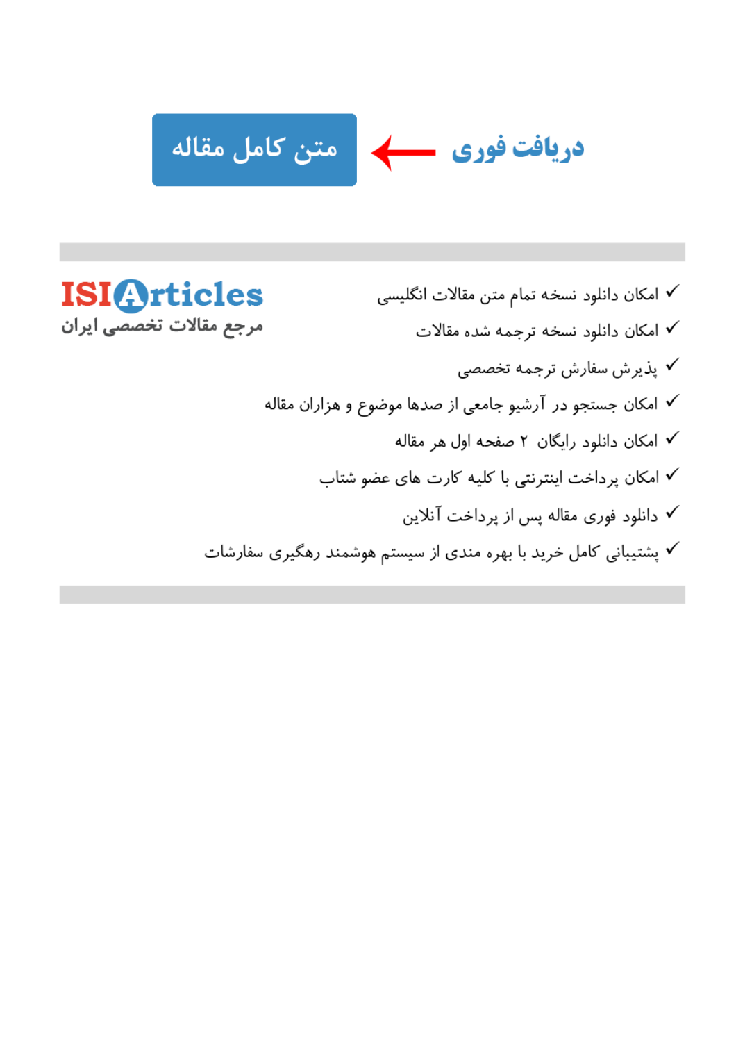دریافت فوری ← **متن کامل مقاله**

**ISIArticles**
مرجع مقالات تخصصی ایران

- ✓ امکان دانلود نسخه تمام متن مقالات انگلیسی
- ✓ امکان دانلود نسخه ترجمه شده مقالات
- ✓ پذیرش سفارش ترجمه تخصصی
- ✓ امکان جستجو در آرشیو جامعی از صدها موضوع و هزاران مقاله
- ✓ امکان دانلود رایگان ۲ صفحه اول هر مقاله
- ✓ امکان پرداخت اینترنتی با کلیه کارت های عضو شتاب
- ✓ دانلود فوری مقاله پس از پرداخت آنلاین
- ✓ پشتیبانی کامل خرید با بهره مندی از سیستم هوشمند رهگیری سفارشات